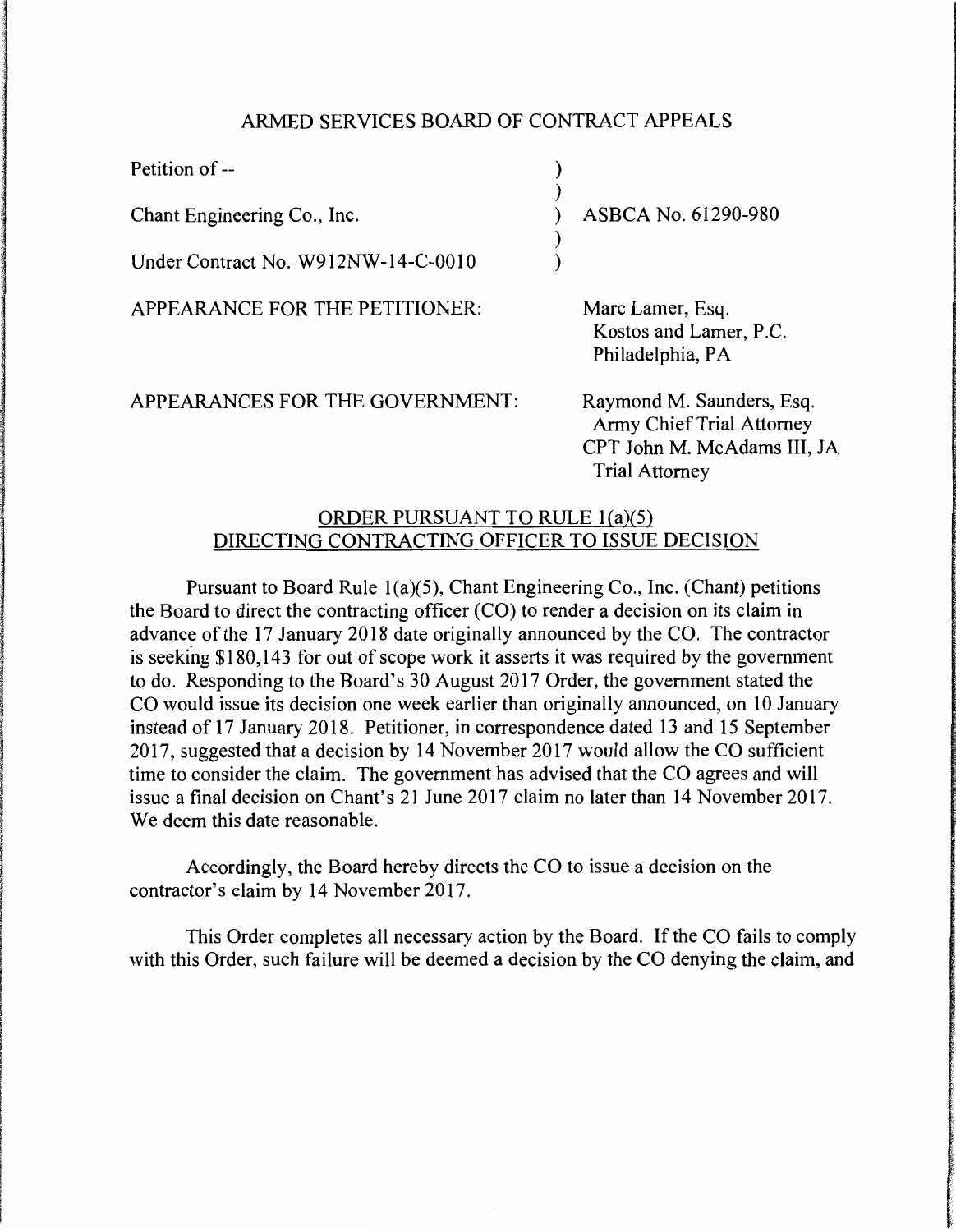ARMED SERVICES BOARD OF CONTRACT APPEALS

| | | |
|---|---|---|
| Petition of -- | ) | |
| | ) | |
| Chant Engineering Co., Inc. | ) | ASBCA No. 61290-980 |
| | ) | |
| Under Contract No. W912NW-14-C-0010 | ) | |

APPEARANCE FOR THE PETITIONER: Marc Lamer, Esq.
Kostos and Lamer, P.C.
Philadelphia, PA

APPEARANCES FOR THE GOVERNMENT: Raymond M. Saunders, Esq.
Army Chief Trial Attorney
CPT John M. McAdams III, JA
Trial Attorney

## ORDER PURSUANT TO RULE 1(a)(5) DIRECTING CONTRACTING OFFICER TO ISSUE DECISION

Pursuant to Board Rule 1(a)(5), Chant Engineering Co., Inc. (Chant) petitions the Board to direct the contracting officer (CO) to render a decision on its claim in advance of the 17 January 2018 date originally announced by the CO. The contractor is seeking $180,143 for out of scope work it asserts it was required by the government to do. Responding to the Board's 30 August 2017 Order, the government stated the CO would issue its decision one week earlier than originally announced, on 10 January instead of 17 January 2018. Petitioner, in correspondence dated 13 and 15 September 2017, suggested that a decision by 14 November 2017 would allow the CO sufficient time to consider the claim. The government has advised that the CO agrees and will issue a final decision on Chant's 21 June 2017 claim no later than 14 November 2017. We deem this date reasonable.

Accordingly, the Board hereby directs the CO to issue a decision on the contractor's claim by 14 November 2017.

This Order completes all necessary action by the Board. If the CO fails to comply with this Order, such failure will be deemed a decision by the CO denying the claim, and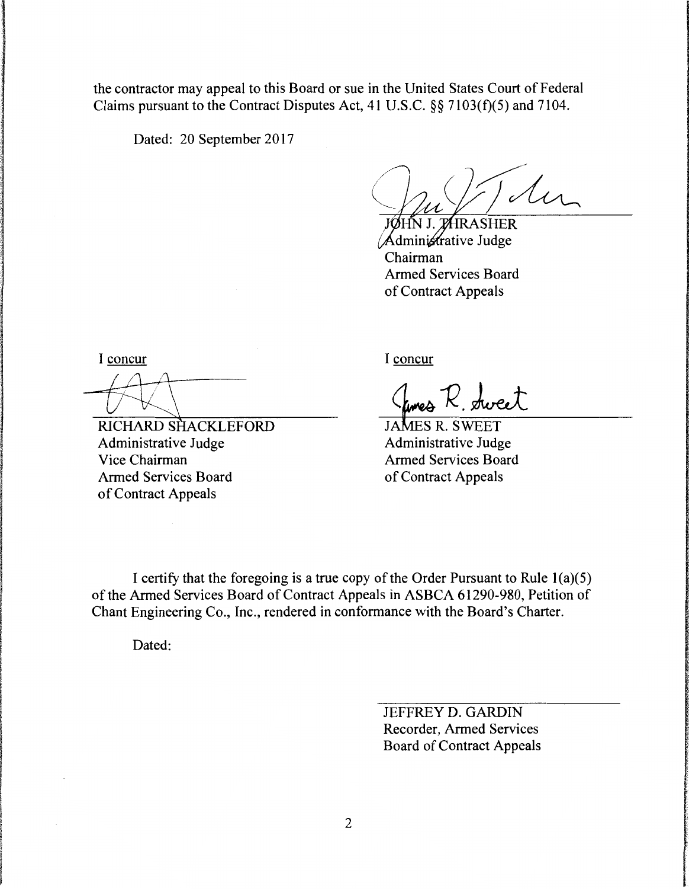the contractor may appeal to this Board or sue in the United States Court of Federal Claims pursuant to the Contract Disputes Act, 41 U.S.C. §§ 7103(f)(5) and 7104.

Dated: 20 September 2017

JOHN J. THRASHER
Administrative Judge
Chairman
Armed Services Board
of Contract Appeals

I concur

RICHARD SHACKLEFORD
Administrative Judge
Vice Chairman
Armed Services Board
of Contract Appeals

I concur

JAMES R. SWEET
Administrative Judge
Armed Services Board
of Contract Appeals

I certify that the foregoing is a true copy of the Order Pursuant to Rule 1(a)(5) of the Armed Services Board of Contract Appeals in ASBCA 61290-980, Petition of Chant Engineering Co., Inc., rendered in conformance with the Board's Charter.

Dated:

JEFFREY D. GARDIN
Recorder, Armed Services
Board of Contract Appeals